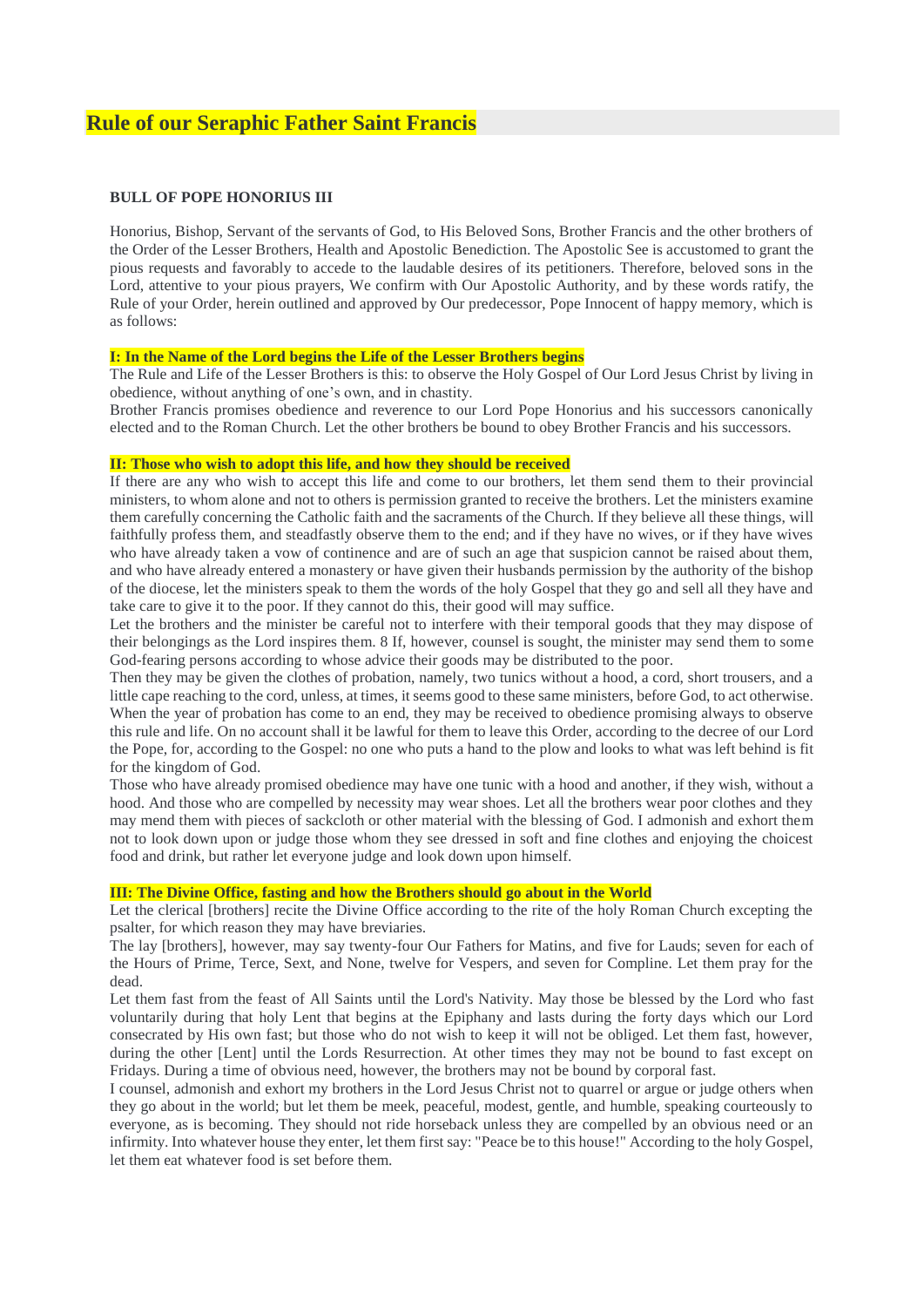# Rule of our Seraphic Father Saint Francis

**BULL OF POPE HONORIUS III**

Honorius, Bishop, Servant of the servants of God, to His Beloved Sons, Brother Francis and the other brothers of the Order of the Lesser Brothers, Health and Apostolic Benediction. The Apostolic See is accustomed to grant the pious requests and favorably to accede to the laudable desires of its petitioners. Therefore, beloved sons in the Lord, attentive to your pious prayers, We confirm with Our Apostolic Authority, and by these words ratify, the Rule of your Order, herein outlined and approved by Our predecessor, Pope Innocent of happy memory, which is as follows:

**I: In the Name of the Lord begins the Life of the Lesser Brothers begins**

The Rule and Life of the Lesser Brothers is this: to observe the Holy Gospel of Our Lord Jesus Christ by living in obedience, without anything of one's own, and in chastity.

Brother Francis promises obedience and reverence to our Lord Pope Honorius and his successors canonically elected and to the Roman Church. Let the other brothers be bound to obey Brother Francis and his successors.

**II: Those who wish to adopt this life, and how they should be received**

If there are any who wish to accept this life and come to our brothers, let them send them to their provincial ministers, to whom alone and not to others is permission granted to receive the brothers. Let the ministers examine them carefully concerning the Catholic faith and the sacraments of the Church. If they believe all these things, will faithfully profess them, and steadfastly observe them to the end; and if they have no wives, or if they have wives who have already taken a vow of continence and are of such an age that suspicion cannot be raised about them, and who have already entered a monastery or have given their husbands permission by the authority of the bishop of the diocese, let the ministers speak to them the words of the holy Gospel that they go and sell all they have and take care to give it to the poor. If they cannot do this, their good will may suffice.

Let the brothers and the minister be careful not to interfere with their temporal goods that they may dispose of their belongings as the Lord inspires them. 8 If, however, counsel is sought, the minister may send them to some God-fearing persons according to whose advice their goods may be distributed to the poor.

Then they may be given the clothes of probation, namely, two tunics without a hood, a cord, short trousers, and a little cape reaching to the cord, unless, at times, it seems good to these same ministers, before God, to act otherwise. When the year of probation has come to an end, they may be received to obedience promising always to observe this rule and life. On no account shall it be lawful for them to leave this Order, according to the decree of our Lord the Pope, for, according to the Gospel: no one who puts a hand to the plow and looks to what was left behind is fit for the kingdom of God.

Those who have already promised obedience may have one tunic with a hood and another, if they wish, without a hood. And those who are compelled by necessity may wear shoes. Let all the brothers wear poor clothes and they may mend them with pieces of sackcloth or other material with the blessing of God. I admonish and exhort them not to look down upon or judge those whom they see dressed in soft and fine clothes and enjoying the choicest food and drink, but rather let everyone judge and look down upon himself.

**III: The Divine Office, fasting and how the Brothers should go about in the World**

Let the clerical [brothers] recite the Divine Office according to the rite of the holy Roman Church excepting the psalter, for which reason they may have breviaries.

The lay [brothers], however, may say twenty-four Our Fathers for Matins, and five for Lauds; seven for each of the Hours of Prime, Terce, Sext, and None, twelve for Vespers, and seven for Compline. Let them pray for the dead.

Let them fast from the feast of All Saints until the Lord's Nativity. May those be blessed by the Lord who fast voluntarily during that holy Lent that begins at the Epiphany and lasts during the forty days which our Lord consecrated by His own fast; but those who do not wish to keep it will not be obliged. Let them fast, however, during the other [Lent] until the Lords Resurrection. At other times they may not be bound to fast except on Fridays. During a time of obvious need, however, the brothers may not be bound by corporal fast.

I counsel, admonish and exhort my brothers in the Lord Jesus Christ not to quarrel or argue or judge others when they go about in the world; but let them be meek, peaceful, modest, gentle, and humble, speaking courteously to everyone, as is becoming. They should not ride horseback unless they are compelled by an obvious need or an infirmity. Into whatever house they enter, let them first say: "Peace be to this house!" According to the holy Gospel, let them eat whatever food is set before them.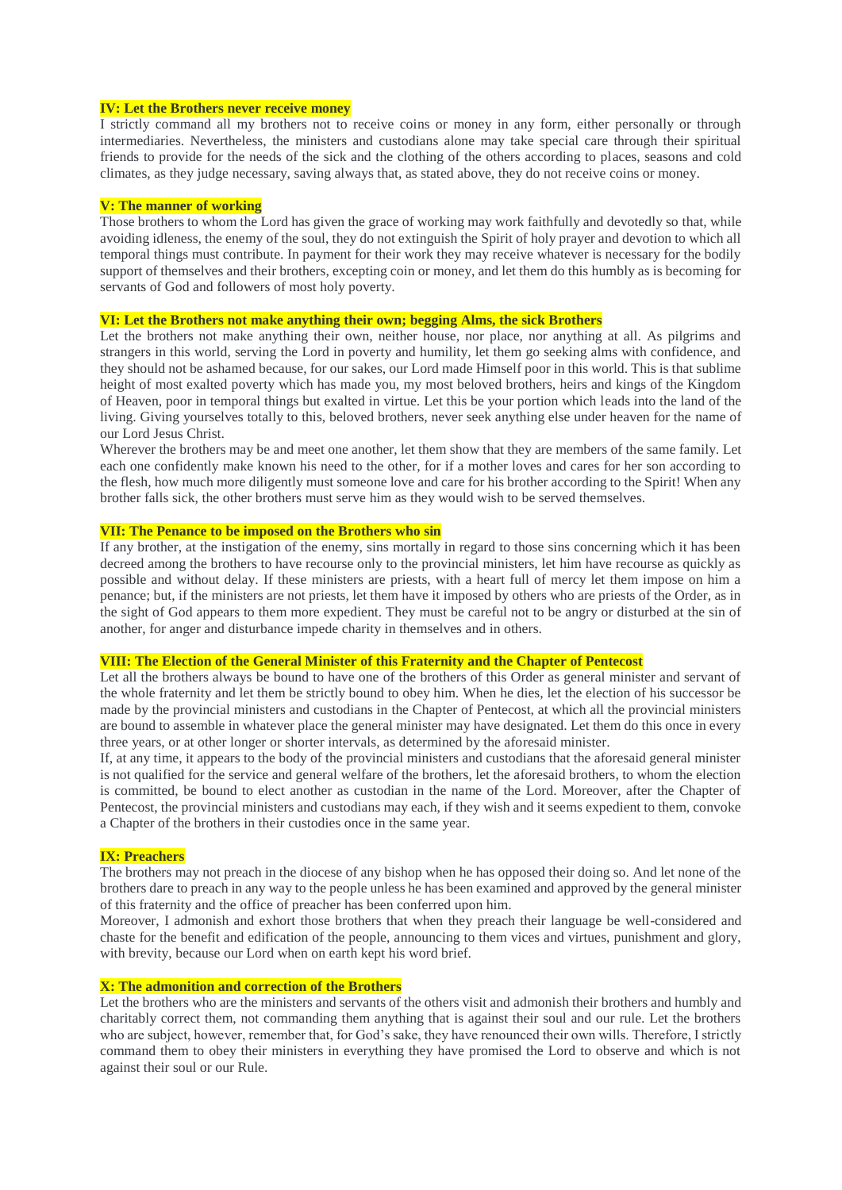### IV: Let the Brothers never receive money

I strictly command all my brothers not to receive coins or money in any form, either personally or through intermediaries. Nevertheless, the ministers and custodians alone may take special care through their spiritual friends to provide for the needs of the sick and the clothing of the others according to places, seasons and cold climates, as they judge necessary, saving always that, as stated above, they do not receive coins or money.

### V: The manner of working

Those brothers to whom the Lord has given the grace of working may work faithfully and devotedly so that, while avoiding idleness, the enemy of the soul, they do not extinguish the Spirit of holy prayer and devotion to which all temporal things must contribute. In payment for their work they may receive whatever is necessary for the bodily support of themselves and their brothers, excepting coin or money, and let them do this humbly as is becoming for servants of God and followers of most holy poverty.

### VI: Let the Brothers not make anything their own; begging Alms, the sick Brothers

Let the brothers not make anything their own, neither house, nor place, nor anything at all. As pilgrims and strangers in this world, serving the Lord in poverty and humility, let them go seeking alms with confidence, and they should not be ashamed because, for our sakes, our Lord made Himself poor in this world. This is that sublime height of most exalted poverty which has made you, my most beloved brothers, heirs and kings of the Kingdom of Heaven, poor in temporal things but exalted in virtue. Let this be your portion which leads into the land of the living. Giving yourselves totally to this, beloved brothers, never seek anything else under heaven for the name of our Lord Jesus Christ.

Wherever the brothers may be and meet one another, let them show that they are members of the same family. Let each one confidently make known his need to the other, for if a mother loves and cares for her son according to the flesh, how much more diligently must someone love and care for his brother according to the Spirit! When any brother falls sick, the other brothers must serve him as they would wish to be served themselves.

### VII: The Penance to be imposed on the Brothers who sin

If any brother, at the instigation of the enemy, sins mortally in regard to those sins concerning which it has been decreed among the brothers to have recourse only to the provincial ministers, let him have recourse as quickly as possible and without delay. If these ministers are priests, with a heart full of mercy let them impose on him a penance; but, if the ministers are not priests, let them have it imposed by others who are priests of the Order, as in the sight of God appears to them more expedient. They must be careful not to be angry or disturbed at the sin of another, for anger and disturbance impede charity in themselves and in others.

### VIII: The Election of the General Minister of this Fraternity and the Chapter of Pentecost

Let all the brothers always be bound to have one of the brothers of this Order as general minister and servant of the whole fraternity and let them be strictly bound to obey him. When he dies, let the election of his successor be made by the provincial ministers and custodians in the Chapter of Pentecost, at which all the provincial ministers are bound to assemble in whatever place the general minister may have designated. Let them do this once in every three years, or at other longer or shorter intervals, as determined by the aforesaid minister.

If, at any time, it appears to the body of the provincial ministers and custodians that the aforesaid general minister is not qualified for the service and general welfare of the brothers, let the aforesaid brothers, to whom the election is committed, be bound to elect another as custodian in the name of the Lord. Moreover, after the Chapter of Pentecost, the provincial ministers and custodians may each, if they wish and it seems expedient to them, convoke a Chapter of the brothers in their custodies once in the same year.

### IX: Preachers

The brothers may not preach in the diocese of any bishop when he has opposed their doing so. And let none of the brothers dare to preach in any way to the people unless he has been examined and approved by the general minister of this fraternity and the office of preacher has been conferred upon him.

Moreover, I admonish and exhort those brothers that when they preach their language be well-considered and chaste for the benefit and edification of the people, announcing to them vices and virtues, punishment and glory, with brevity, because our Lord when on earth kept his word brief.

### X: The admonition and correction of the Brothers

Let the brothers who are the ministers and servants of the others visit and admonish their brothers and humbly and charitably correct them, not commanding them anything that is against their soul and our rule. Let the brothers who are subject, however, remember that, for God's sake, they have renounced their own wills. Therefore, I strictly command them to obey their ministers in everything they have promised the Lord to observe and which is not against their soul or our Rule.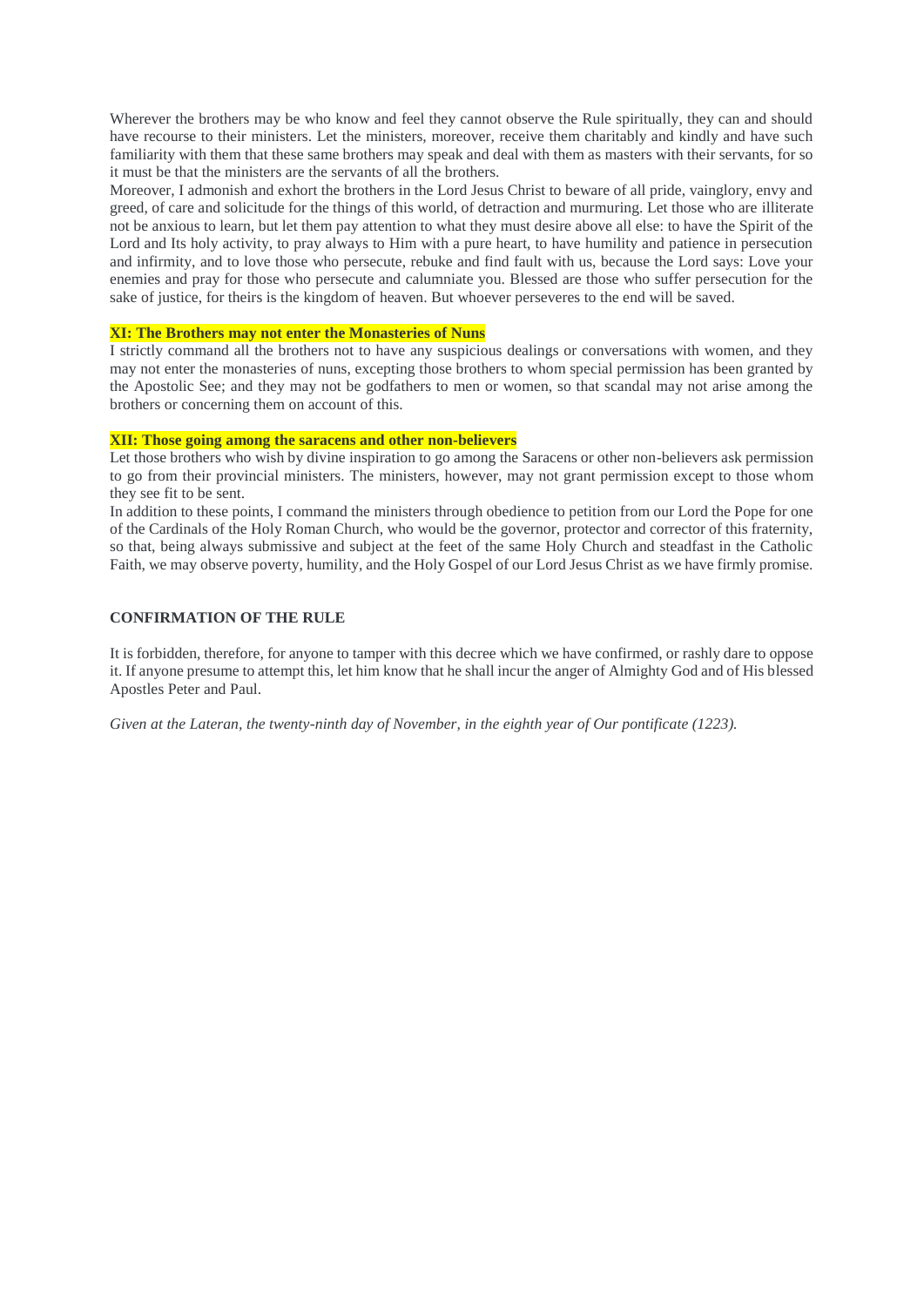Wherever the brothers may be who know and feel they cannot observe the Rule spiritually, they can and should have recourse to their ministers. Let the ministers, moreover, receive them charitably and kindly and have such familiarity with them that these same brothers may speak and deal with them as masters with their servants, for so it must be that the ministers are the servants of all the brothers.

Moreover, I admonish and exhort the brothers in the Lord Jesus Christ to beware of all pride, vainglory, envy and greed, of care and solicitude for the things of this world, of detraction and murmuring. Let those who are illiterate not be anxious to learn, but let them pay attention to what they must desire above all else: to have the Spirit of the Lord and Its holy activity, to pray always to Him with a pure heart, to have humility and patience in persecution and infirmity, and to love those who persecute, rebuke and find fault with us, because the Lord says: Love your enemies and pray for those who persecute and calumniate you. Blessed are those who suffer persecution for the sake of justice, for theirs is the kingdom of heaven. But whoever perseveres to the end will be saved.

### XI: The Brothers may not enter the Monasteries of Nuns

I strictly command all the brothers not to have any suspicious dealings or conversations with women, and they may not enter the monasteries of nuns, excepting those brothers to whom special permission has been granted by the Apostolic See; and they may not be godfathers to men or women, so that scandal may not arise among the brothers or concerning them on account of this.

### XII: Those going among the saracens and other non-believers

Let those brothers who wish by divine inspiration to go among the Saracens or other non-believers ask permission to go from their provincial ministers. The ministers, however, may not grant permission except to those whom they see fit to be sent.

In addition to these points, I command the ministers through obedience to petition from our Lord the Pope for one of the Cardinals of the Holy Roman Church, who would be the governor, protector and corrector of this fraternity, so that, being always submissive and subject at the feet of the same Holy Church and steadfast in the Catholic Faith, we may observe poverty, humility, and the Holy Gospel of our Lord Jesus Christ as we have firmly promise.

## CONFIRMATION OF THE RULE

It is forbidden, therefore, for anyone to tamper with this decree which we have confirmed, or rashly dare to oppose it. If anyone presume to attempt this, let him know that he shall incur the anger of Almighty God and of His blessed Apostles Peter and Paul.

*Given at the Lateran, the twenty-ninth day of November, in the eighth year of Our pontificate (1223).*